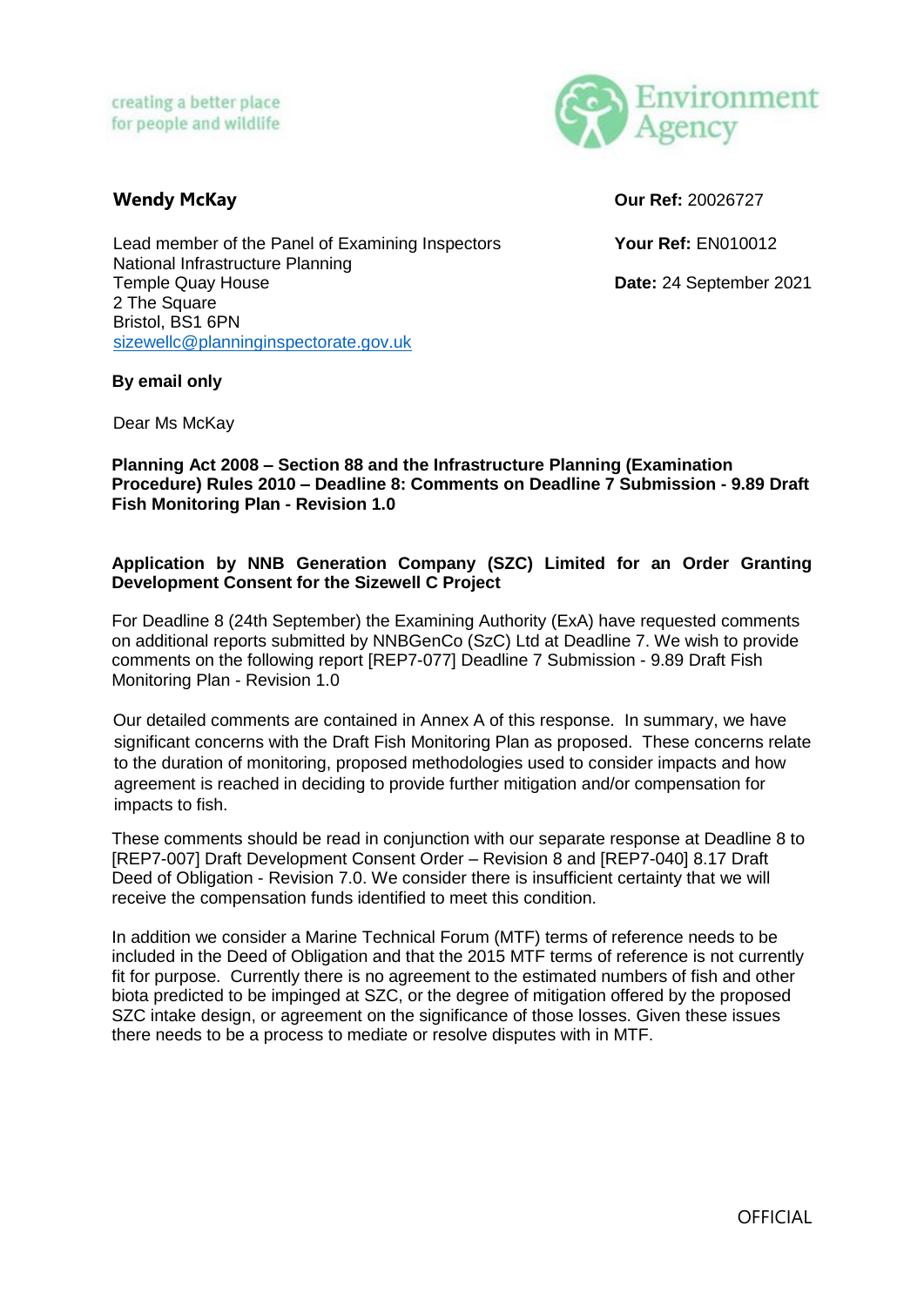creating a better place
for people and wildlife

Environment Agency

**Wendy McKay**

Lead member of the Panel of Examining Inspectors
National Infrastructure Planning
Temple Quay House
2 The Square
Bristol, BS1 6PN
sizewellc@planninginspectorate.gov.uk

**Our Ref:** 20026727

**Your Ref:** EN010012

**Date:** 24 September 2021

**By email only**

Dear Ms McKay

**Planning Act 2008 – Section 88 and the Infrastructure Planning (Examination Procedure) Rules 2010 – Deadline 8: Comments on Deadline 7 Submission - 9.89 Draft Fish Monitoring Plan - Revision 1.0**

**Application by NNB Generation Company (SZC) Limited for an Order Granting Development Consent for the Sizewell C Project**

For Deadline 8 (24th September) the Examining Authority (ExA) have requested comments on additional reports submitted by NNBGenCo (SzC) Ltd at Deadline 7. We wish to provide comments on the following report [REP7-077] Deadline 7 Submission - 9.89 Draft Fish Monitoring Plan - Revision 1.0

Our detailed comments are contained in Annex A of this response. In summary, we have significant concerns with the Draft Fish Monitoring Plan as proposed. These concerns relate to the duration of monitoring, proposed methodologies used to consider impacts and how agreement is reached in deciding to provide further mitigation and/or compensation for impacts to fish.

These comments should be read in conjunction with our separate response at Deadline 8 to [REP7-007] Draft Development Consent Order – Revision 8 and [REP7-040] 8.17 Draft Deed of Obligation - Revision 7.0. We consider there is insufficient certainty that we will receive the compensation funds identified to meet this condition.

In addition we consider a Marine Technical Forum (MTF) terms of reference needs to be included in the Deed of Obligation and that the 2015 MTF terms of reference is not currently fit for purpose. Currently there is no agreement to the estimated numbers of fish and other biota predicted to be impinged at SZC, or the degree of mitigation offered by the proposed SZC intake design, or agreement on the significance of those losses. Given these issues there needs to be a process to mediate or resolve disputes with in MTF.

OFFICIAL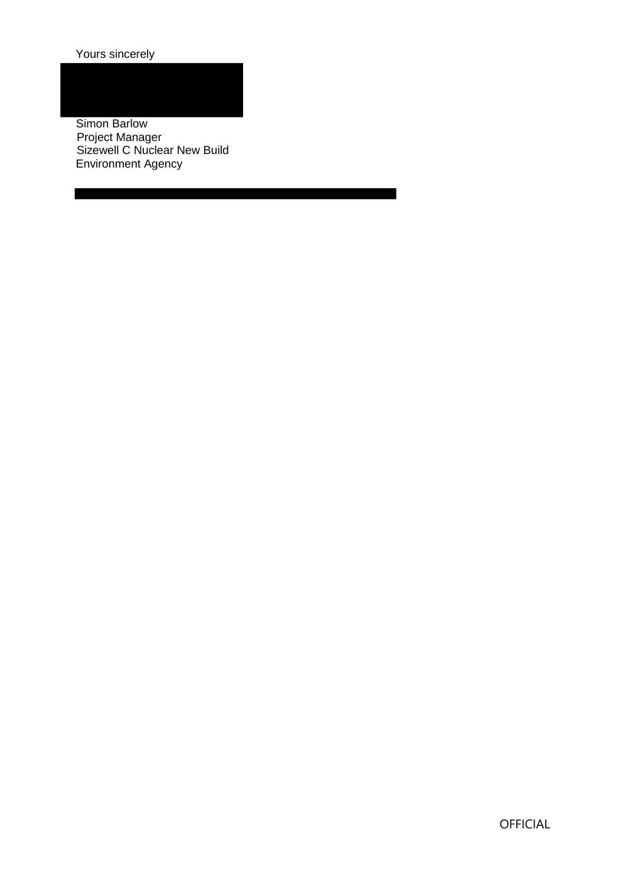Yours sincerely

Simon Barlow
Project Manager
Sizewell C Nuclear New Build
Environment Agency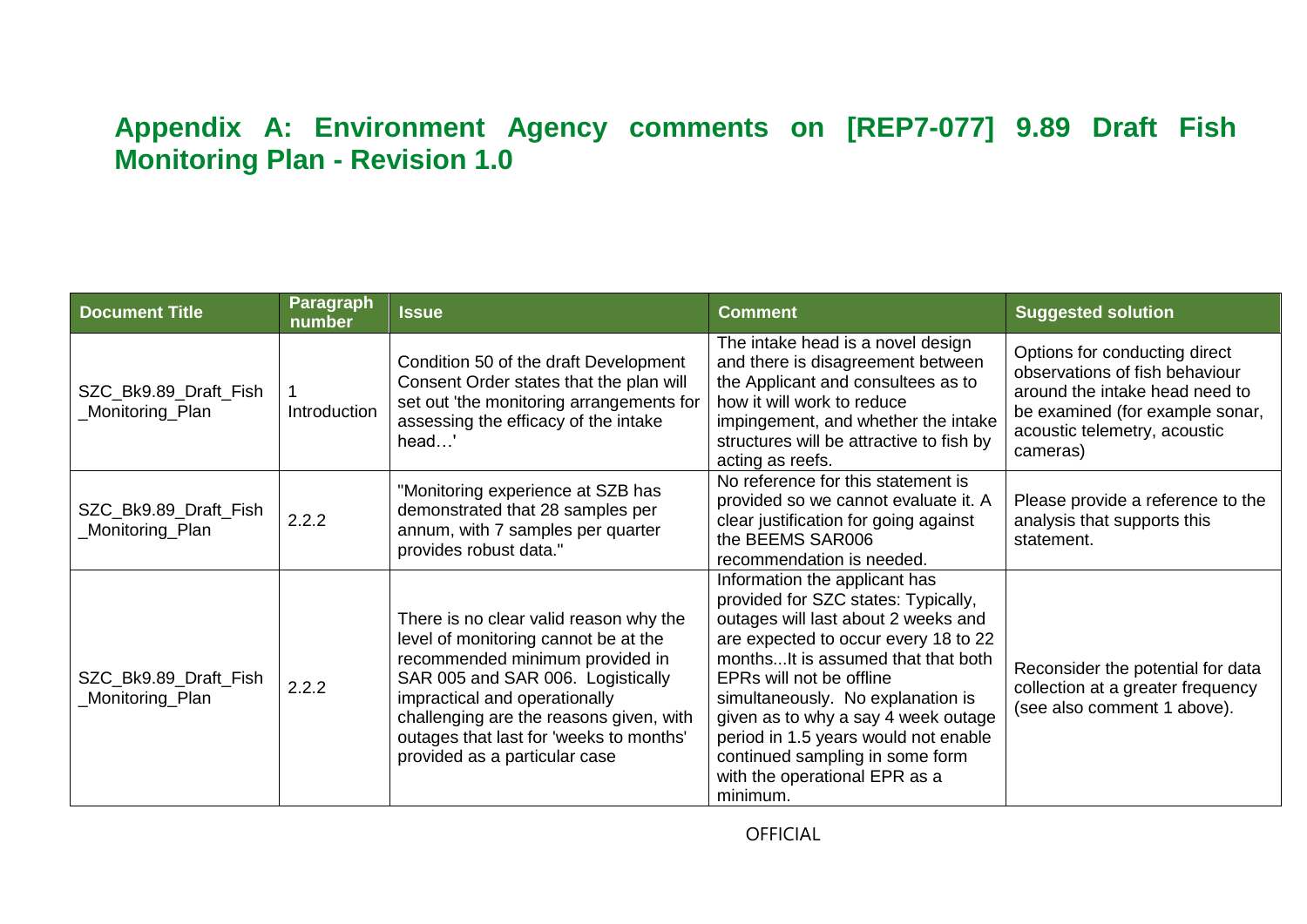## Appendix A: Environment Agency comments on [REP7-077] 9.89 Draft Fish Monitoring Plan - Revision 1.0

| Document Title | Paragraph number | Issue | Comment | Suggested solution |
|---|---|---|---|---|
| SZC_Bk9.89_Draft_Fish_Monitoring_Plan | 1 Introduction | Condition 50 of the draft Development Consent Order states that the plan will set out 'the monitoring arrangements for assessing the efficacy of the intake head…' | The intake head is a novel design and there is disagreement between the Applicant and consultees as to how it will work to reduce impingement, and whether the intake structures will be attractive to fish by acting as reefs. | Options for conducting direct observations of fish behaviour around the intake head need to be examined (for example sonar, acoustic telemetry, acoustic cameras) |
| SZC_Bk9.89_Draft_Fish_Monitoring_Plan | 2.2.2 | "Monitoring experience at SZB has demonstrated that 28 samples per annum, with 7 samples per quarter provides robust data." | No reference for this statement is provided so we cannot evaluate it. A clear justification for going against the BEEMS SAR006 recommendation is needed. | Please provide a reference to the analysis that supports this statement. |
| SZC_Bk9.89_Draft_Fish_Monitoring_Plan | 2.2.2 | There is no clear valid reason why the level of monitoring cannot be at the recommended minimum provided in SAR 005 and SAR 006. Logistically impractical and operationally challenging are the reasons given, with outages that last for 'weeks to months' provided as a particular case | Information the applicant has provided for SZC states: Typically, outages will last about 2 weeks and are expected to occur every 18 to 22 months...It is assumed that that both EPRs will not be offline simultaneously. No explanation is given as to why a say 4 week outage period in 1.5 years would not enable continued sampling in some form with the operational EPR as a minimum. | Reconsider the potential for data collection at a greater frequency (see also comment 1 above). |

OFFICIAL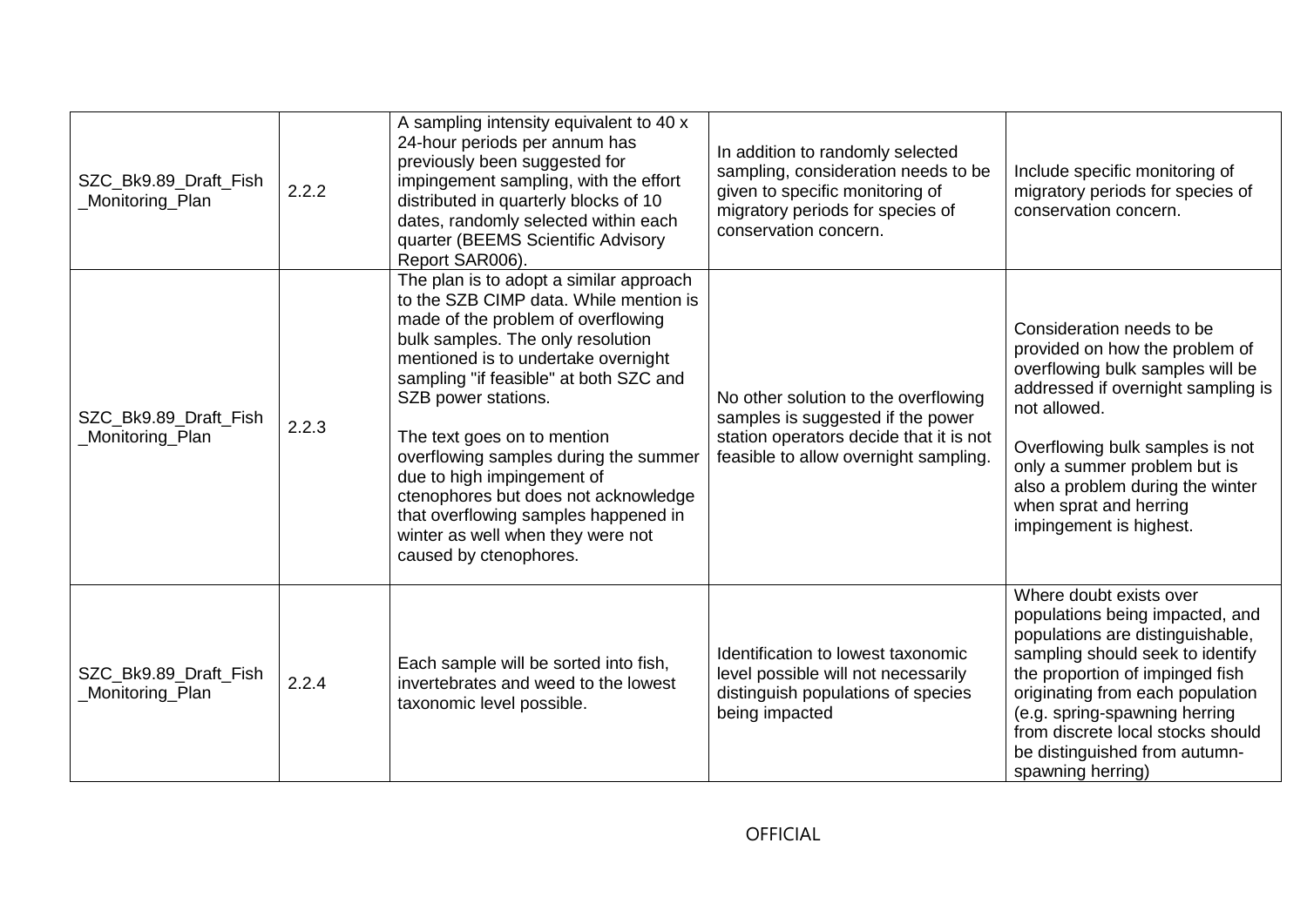| SZC_Bk9.89_Draft_Fish_Monitoring_Plan | 2.2.2 | A sampling intensity equivalent to 40 x 24-hour periods per annum has previously been suggested for impingement sampling, with the effort distributed in quarterly blocks of 10 dates, randomly selected within each quarter (BEEMS Scientific Advisory Report SAR006). | In addition to randomly selected sampling, consideration needs to be given to specific monitoring of migratory periods for species of conservation concern. | Include specific monitoring of migratory periods for species of conservation concern. |
|---|---|---|---|---|
| SZC_Bk9.89_Draft_Fish_Monitoring_Plan | 2.2.3 | The plan is to adopt a similar approach to the SZB CIMP data. While mention is made of the problem of overflowing bulk samples. The only resolution mentioned is to undertake overnight sampling "if feasible" at both SZC and SZB power stations.<br><br>The text goes on to mention overflowing samples during the summer due to high impingement of ctenophores but does not acknowledge that overflowing samples happened in winter as well when they were not caused by ctenophores. | No other solution to the overflowing samples is suggested if the power station operators decide that it is not feasible to allow overnight sampling. | Consideration needs to be provided on how the problem of overflowing bulk samples will be addressed if overnight sampling is not allowed.<br><br>Overflowing bulk samples is not only a summer problem but is also a problem during the winter when sprat and herring impingement is highest. |
| SZC_Bk9.89_Draft_Fish_Monitoring_Plan | 2.2.4 | Each sample will be sorted into fish, invertebrates and weed to the lowest taxonomic level possible. | Identification to lowest taxonomic level possible will not necessarily distinguish populations of species being impacted | Where doubt exists over populations being impacted, and populations are distinguishable, sampling should seek to identify the proportion of impinged fish originating from each population (e.g. spring-spawning herring from discrete local stocks should be distinguished from autumn-spawning herring) |

OFFICIAL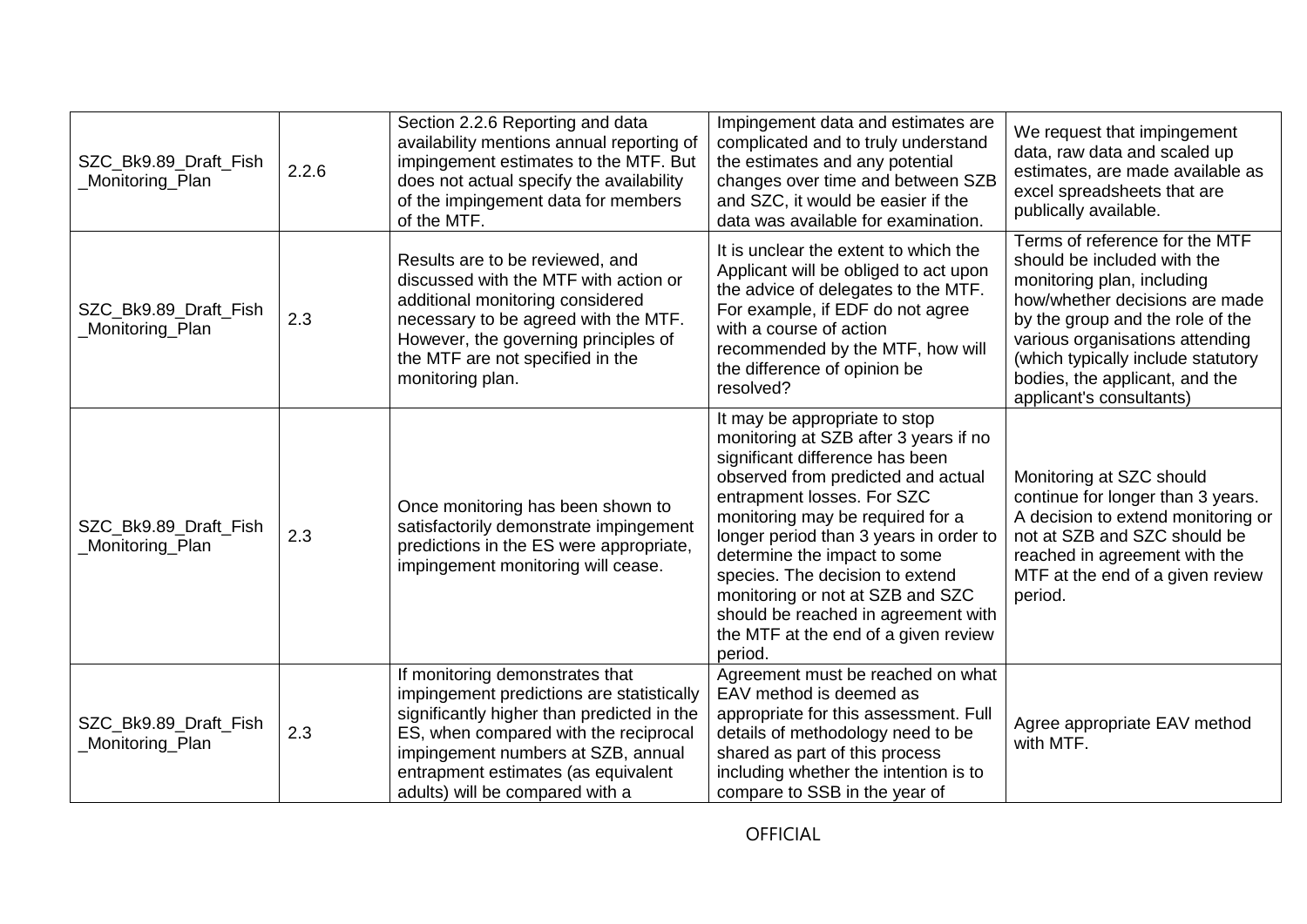| | | | | |
|---|---|---|---|---|
| SZC_Bk9.89_Draft_Fish_Monitoring_Plan | 2.2.6 | Section 2.2.6 Reporting and data availability mentions annual reporting of impingement estimates to the MTF. But does not actual specify the availability of the impingement data for members of the MTF. | Impingement data and estimates are complicated and to truly understand the estimates and any potential changes over time and between SZB and SZC, it would be easier if the data was available for examination. | We request that impingement data, raw data and scaled up estimates, are made available as excel spreadsheets that are publically available. |
| SZC_Bk9.89_Draft_Fish_Monitoring_Plan | 2.3 | Results are to be reviewed, and discussed with the MTF with action or additional monitoring considered necessary to be agreed with the MTF. However, the governing principles of the MTF are not specified in the monitoring plan. | It is unclear the extent to which the Applicant will be obliged to act upon the advice of delegates to the MTF. For example, if EDF do not agree with a course of action recommended by the MTF, how will the difference of opinion be resolved? | Terms of reference for the MTF should be included with the monitoring plan, including how/whether decisions are made by the group and the role of the various organisations attending (which typically include statutory bodies, the applicant, and the applicant's consultants) |
| SZC_Bk9.89_Draft_Fish_Monitoring_Plan | 2.3 | Once monitoring has been shown to satisfactorily demonstrate impingement predictions in the ES were appropriate, impingement monitoring will cease. | It may be appropriate to stop monitoring at SZB after 3 years if no significant difference has been observed from predicted and actual entrapment losses. For SZC monitoring may be required for a longer period than 3 years in order to determine the impact to some species. The decision to extend monitoring or not at SZB and SZC should be reached in agreement with the MTF at the end of a given review period. | Monitoring at SZC should continue for longer than 3 years. A decision to extend monitoring or not at SZB and SZC should be reached in agreement with the MTF at the end of a given review period. |
| SZC_Bk9.89_Draft_Fish_Monitoring_Plan | 2.3 | If monitoring demonstrates that impingement predictions are statistically significantly higher than predicted in the ES, when compared with the reciprocal impingement numbers at SZB, annual entrapment estimates (as equivalent adults) will be compared with a | Agreement must be reached on what EAV method is deemed as appropriate for this assessment. Full details of methodology need to be shared as part of this process including whether the intention is to compare to SSB in the year of | Agree appropriate EAV method with MTF. |

OFFICIAL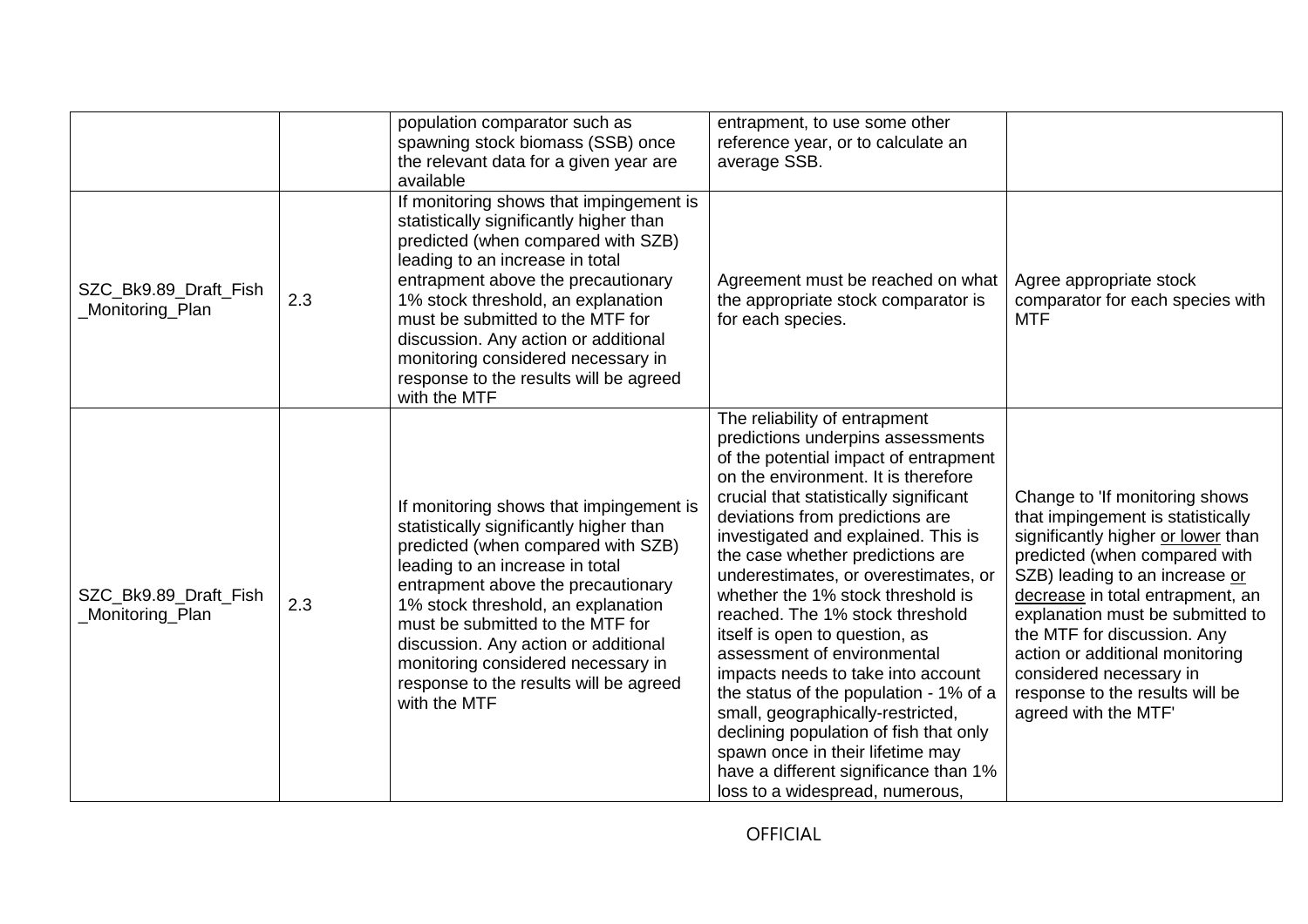|  |  | population comparator such as spawning stock biomass (SSB) once the relevant data for a given year are available | entrapment, to use some other reference year, or to calculate an average SSB. |  |
|---|---|---|---|---|
| SZC_Bk9.89_Draft_Fish_Monitoring_Plan | 2.3 | If monitoring shows that impingement is statistically significantly higher than predicted (when compared with SZB) leading to an increase in total entrapment above the precautionary 1% stock threshold, an explanation must be submitted to the MTF for discussion. Any action or additional monitoring considered necessary in response to the results will be agreed with the MTF | Agreement must be reached on what the appropriate stock comparator is for each species. | Agree appropriate stock comparator for each species with MTF |
| SZC_Bk9.89_Draft_Fish_Monitoring_Plan | 2.3 | If monitoring shows that impingement is statistically significantly higher than predicted (when compared with SZB) leading to an increase in total entrapment above the precautionary 1% stock threshold, an explanation must be submitted to the MTF for discussion. Any action or additional monitoring considered necessary in response to the results will be agreed with the MTF | The reliability of entrapment predictions underpins assessments of the potential impact of entrapment on the environment. It is therefore crucial that statistically significant deviations from predictions are investigated and explained. This is the case whether predictions are underestimates, or overestimates, or whether the 1% stock threshold is reached. The 1% stock threshold itself is open to question, as assessment of environmental impacts needs to take into account the status of the population - 1% of a small, geographically-restricted, declining population of fish that only spawn once in their lifetime may have a different significance than 1% loss to a widespread, numerous, | Change to 'If monitoring shows that impingement is statistically significantly higher <u>or lower</u> than predicted (when compared with SZB) leading to an increase <u>or decrease</u> in total entrapment, an explanation must be submitted to the MTF for discussion. Any action or additional monitoring considered necessary in response to the results will be agreed with the MTF' |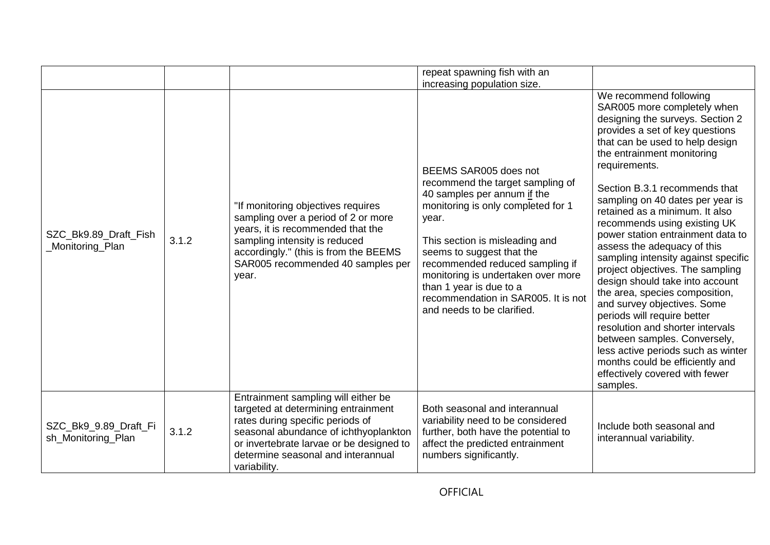| | | | | |
|---|---|---|---|---|
| | | | repeat spawning fish with an increasing population size. | |
| SZC_Bk9.89_Draft_Fish_Monitoring_Plan | 3.1.2 | "If monitoring objectives requires sampling over a period of 2 or more years, it is recommended that the sampling intensity is reduced accordingly." (this is from the BEEMS SAR005 recommended 40 samples per year. | BEEMS SAR005 does not recommend the target sampling of 40 samples per annum if the monitoring is only completed for 1 year.<br><br>This section is misleading and seems to suggest that the recommended reduced sampling if monitoring is undertaken over more than 1 year is due to a recommendation in SAR005. It is not and needs to be clarified. | We recommend following SAR005 more completely when designing the surveys. Section 2 provides a set of key questions that can be used to help design the entrainment monitoring requirements.<br><br>Section B.3.1 recommends that sampling on 40 dates per year is retained as a minimum. It also recommends using existing UK power station entrainment data to assess the adequacy of this sampling intensity against specific project objectives. The sampling design should take into account the area, species composition, and survey objectives. Some periods will require better resolution and shorter intervals between samples. Conversely, less active periods such as winter months could be efficiently and effectively covered with fewer samples. |
| SZC_Bk9_9.89_Draft_Fish_Monitoring_Plan | 3.1.2 | Entrainment sampling will either be targeted at determining entrainment rates during specific periods of seasonal abundance of ichthyoplankton or invertebrate larvae or be designed to determine seasonal and interannual variability. | Both seasonal and interannual variability need to be considered further, both have the potential to affect the predicted entrainment numbers significantly. | Include both seasonal and interannual variability. |

OFFICIAL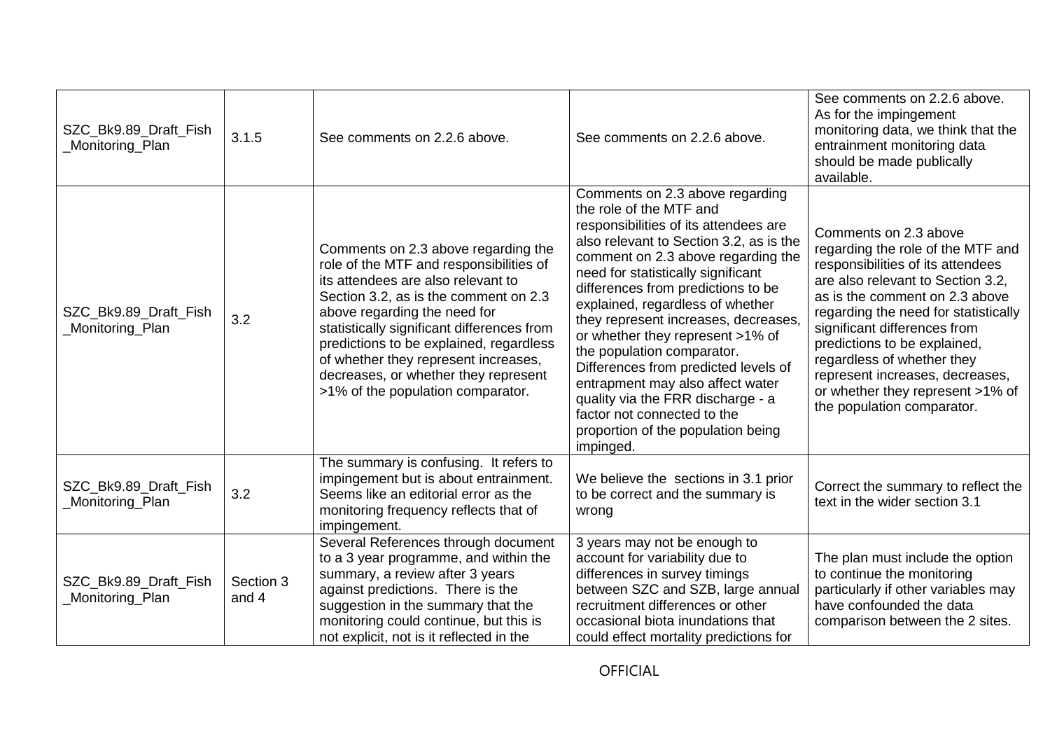| SZC_Bk9.89_Draft_Fish_Monitoring_Plan | 3.1.5 | See comments on 2.2.6 above. | See comments on 2.2.6 above. | See comments on 2.2.6 above. As for the impingement monitoring data, we think that the entrainment monitoring data should be made publically available. |
|---|---|---|---|---|
| SZC_Bk9.89_Draft_Fish_Monitoring_Plan | 3.2 | Comments on 2.3 above regarding the role of the MTF and responsibilities of its attendees are also relevant to Section 3.2, as is the comment on 2.3 above regarding the need for statistically significant differences from predictions to be explained, regardless of whether they represent increases, decreases, or whether they represent >1% of the population comparator. | Comments on 2.3 above regarding the role of the MTF and responsibilities of its attendees are also relevant to Section 3.2, as is the comment on 2.3 above regarding the need for statistically significant differences from predictions to be explained, regardless of whether they represent increases, decreases, or whether they represent >1% of the population comparator. Differences from predicted levels of entrapment may also affect water quality via the FRR discharge - a factor not connected to the proportion of the population being impinged. | Comments on 2.3 above regarding the role of the MTF and responsibilities of its attendees are also relevant to Section 3.2, as is the comment on 2.3 above regarding the need for statistically significant differences from predictions to be explained, regardless of whether they represent increases, decreases, or whether they represent >1% of the population comparator. |
| SZC_Bk9.89_Draft_Fish_Monitoring_Plan | 3.2 | The summary is confusing. It refers to impingement but is about entrainment. Seems like an editorial error as the monitoring frequency reflects that of impingement. | We believe the sections in 3.1 prior to be correct and the summary is wrong | Correct the summary to reflect the text in the wider section 3.1 |
| SZC_Bk9.89_Draft_Fish_Monitoring_Plan | Section 3 and 4 | Several References through document to a 3 year programme, and within the summary, a review after 3 years against predictions. There is the suggestion in the summary that the monitoring could continue, but this is not explicit, not is it reflected in the | 3 years may not be enough to account for variability due to differences in survey timings between SZC and SZB, large annual recruitment differences or other occasional biota inundations that could effect mortality predictions for | The plan must include the option to continue the monitoring particularly if other variables may have confounded the data comparison between the 2 sites. |

OFFICIAL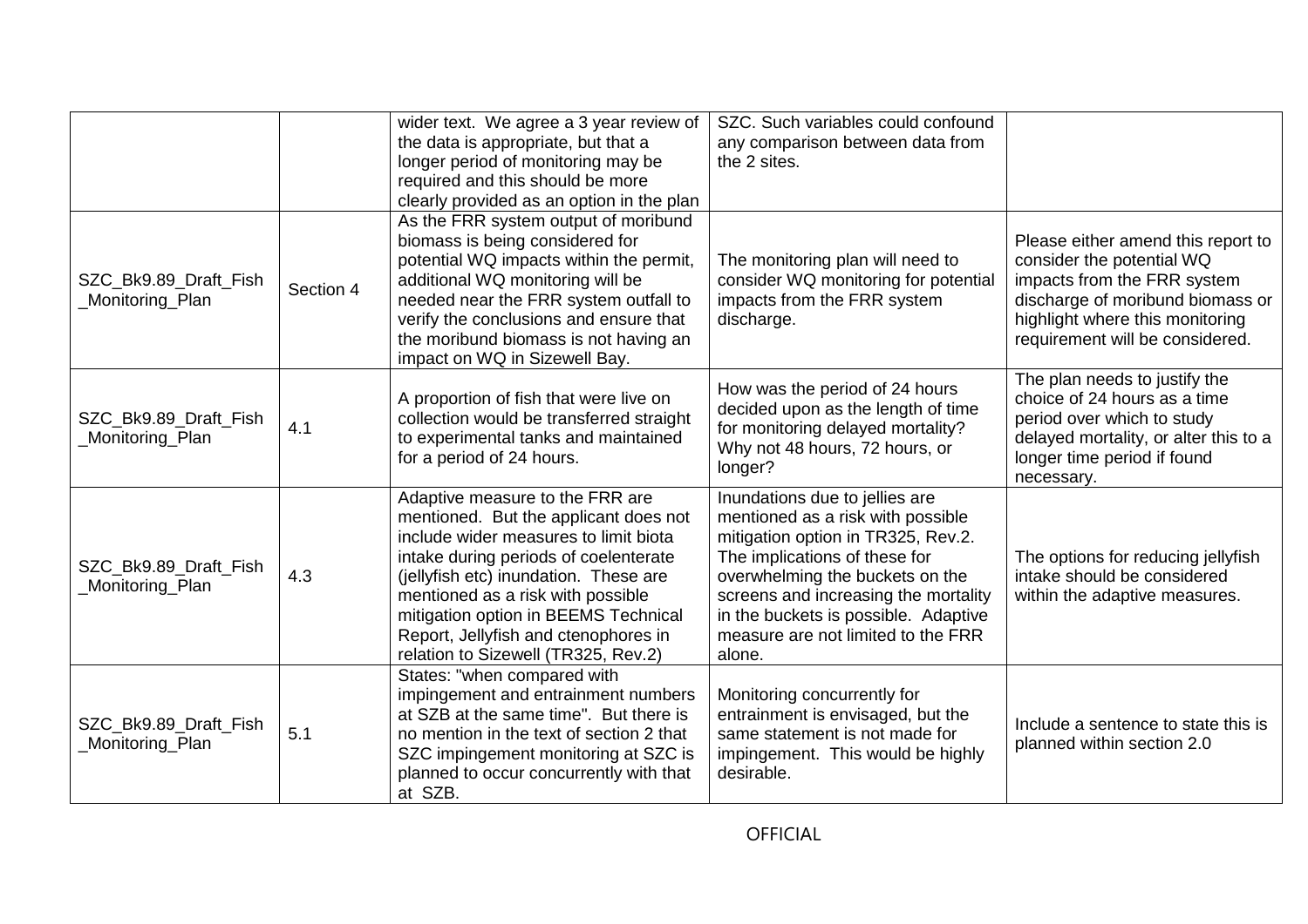| | | | | |
|---|---|---|---|---|
| | | wider text. We agree a 3 year review of the data is appropriate, but that a longer period of monitoring may be required and this should be more clearly provided as an option in the plan | SZC. Such variables could confound any comparison between data from the 2 sites. | |
| SZC_Bk9.89_Draft_Fish_Monitoring_Plan | Section 4 | As the FRR system output of moribund biomass is being considered for potential WQ impacts within the permit, additional WQ monitoring will be needed near the FRR system outfall to verify the conclusions and ensure that the moribund biomass is not having an impact on WQ in Sizewell Bay. | The monitoring plan will need to consider WQ monitoring for potential impacts from the FRR system discharge. | Please either amend this report to consider the potential WQ impacts from the FRR system discharge of moribund biomass or highlight where this monitoring requirement will be considered. |
| SZC_Bk9.89_Draft_Fish_Monitoring_Plan | 4.1 | A proportion of fish that were live on collection would be transferred straight to experimental tanks and maintained for a period of 24 hours. | How was the period of 24 hours decided upon as the length of time for monitoring delayed mortality? Why not 48 hours, 72 hours, or longer? | The plan needs to justify the choice of 24 hours as a time period over which to study delayed mortality, or alter this to a longer time period if found necessary. |
| SZC_Bk9.89_Draft_Fish_Monitoring_Plan | 4.3 | Adaptive measure to the FRR are mentioned. But the applicant does not include wider measures to limit biota intake during periods of coelenterate (jellyfish etc) inundation. These are mentioned as a risk with possible mitigation option in BEEMS Technical Report, Jellyfish and ctenophores in relation to Sizewell (TR325, Rev.2) | Inundations due to jellies are mentioned as a risk with possible mitigation option in TR325, Rev.2. The implications of these for overwhelming the buckets on the screens and increasing the mortality in the buckets is possible. Adaptive measure are not limited to the FRR alone. | The options for reducing jellyfish intake should be considered within the adaptive measures. |
| SZC_Bk9.89_Draft_Fish_Monitoring_Plan | 5.1 | States: "when compared with impingement and entrainment numbers at SZB at the same time". But there is no mention in the text of section 2 that SZC impingement monitoring at SZC is planned to occur concurrently with that at SZB. | Monitoring concurrently for entrainment is envisaged, but the same statement is not made for impingement. This would be highly desirable. | Include a sentence to state this is planned within section 2.0 |

OFFICIAL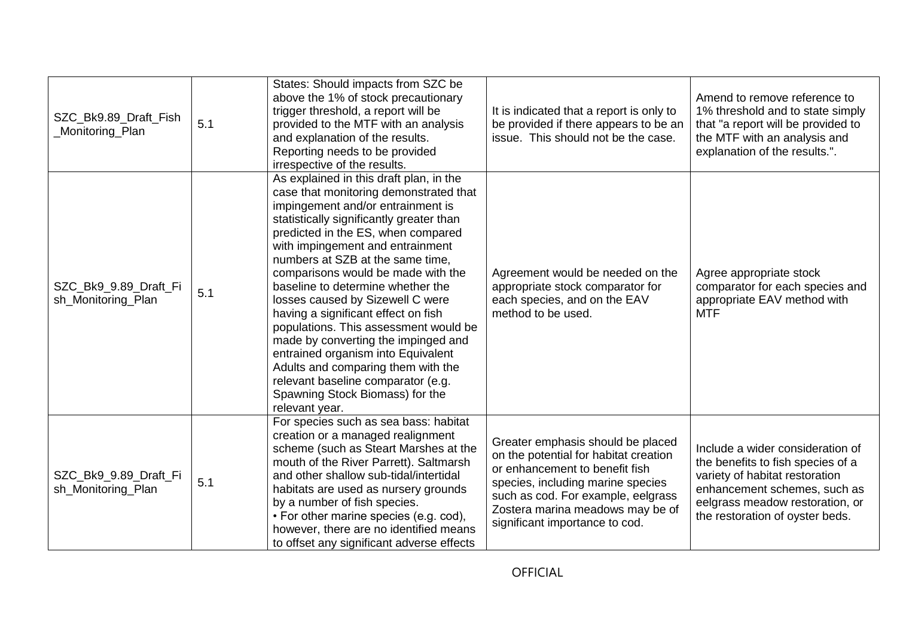| | | | | |
|---|---|---|---|---|
| SZC_Bk9.89_Draft_Fish_Monitoring_Plan | 5.1 | States: Should impacts from SZC be above the 1% of stock precautionary trigger threshold, a report will be provided to the MTF with an analysis and explanation of the results. Reporting needs to be provided irrespective of the results. | It is indicated that a report is only to be provided if there appears to be an issue. This should not be the case. | Amend to remove reference to 1% threshold and to state simply that "a report will be provided to the MTF with an analysis and explanation of the results.". |
| SZC_Bk9_9.89_Draft_Fish_Monitoring_Plan | 5.1 | As explained in this draft plan, in the case that monitoring demonstrated that impingement and/or entrainment is statistically significantly greater than predicted in the ES, when compared with impingement and entrainment numbers at SZB at the same time, comparisons would be made with the baseline to determine whether the losses caused by Sizewell C were having a significant effect on fish populations. This assessment would be made by converting the impinged and entrained organism into Equivalent Adults and comparing them with the relevant baseline comparator (e.g. Spawning Stock Biomass) for the relevant year. | Agreement would be needed on the appropriate stock comparator for each species, and on the EAV method to be used. | Agree appropriate stock comparator for each species and appropriate EAV method with MTF |
| SZC_Bk9_9.89_Draft_Fish_Monitoring_Plan | 5.1 | For species such as sea bass: habitat creation or a managed realignment scheme (such as Steart Marshes at the mouth of the River Parrett). Saltmarsh and other shallow sub-tidal/intertidal habitats are used as nursery grounds by a number of fish species.<br>• For other marine species (e.g. cod), however, there are no identified means to offset any significant adverse effects | Greater emphasis should be placed on the potential for habitat creation or enhancement to benefit fish species, including marine species such as cod. For example, eelgrass Zostera marina meadows may be of significant importance to cod. | Include a wider consideration of the benefits to fish species of a variety of habitat restoration enhancement schemes, such as eelgrass meadow restoration, or the restoration of oyster beds. |

OFFICIAL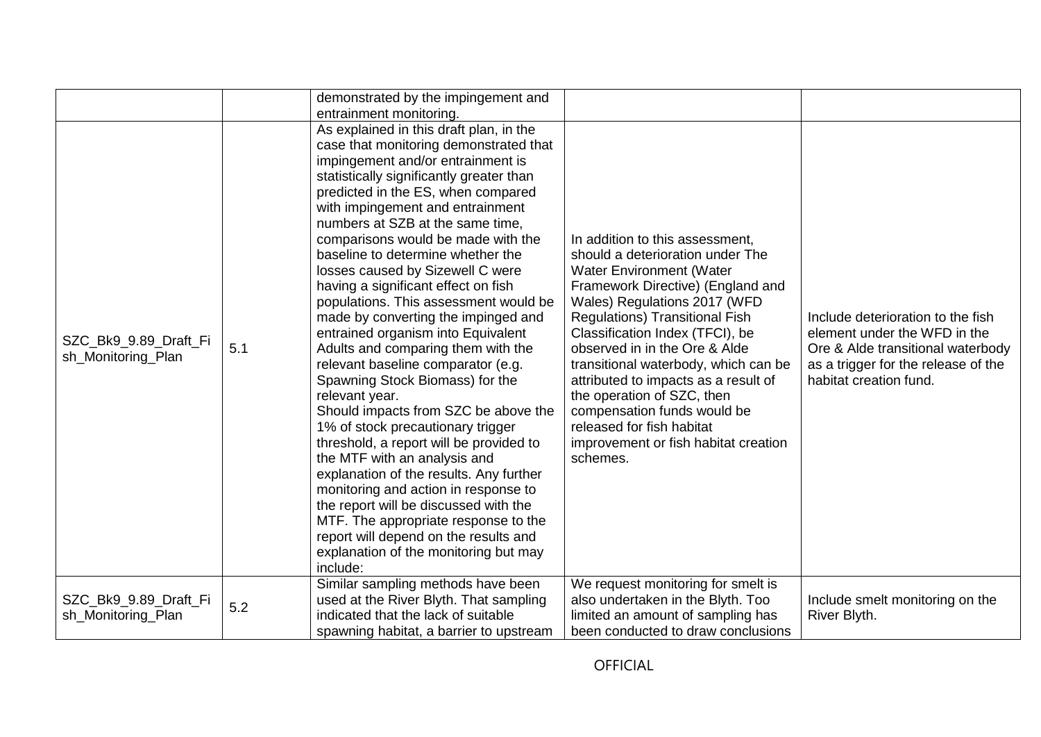| | | | | |
|---|---|---|---|---|
| | | demonstrated by the impingement and entrainment monitoring. | | |
| SZC_Bk9_9.89_Draft_Fish_Monitoring_Plan | 5.1 | As explained in this draft plan, in the case that monitoring demonstrated that impingement and/or entrainment is statistically significantly greater than predicted in the ES, when compared with impingement and entrainment numbers at SZB at the same time, comparisons would be made with the baseline to determine whether the losses caused by Sizewell C were having a significant effect on fish populations. This assessment would be made by converting the impinged and entrained organism into Equivalent Adults and comparing them with the relevant baseline comparator (e.g. Spawning Stock Biomass) for the relevant year.<br>Should impacts from SZC be above the 1% of stock precautionary trigger threshold, a report will be provided to the MTF with an analysis and explanation of the results. Any further monitoring and action in response to the report will be discussed with the MTF. The appropriate response to the report will depend on the results and explanation of the monitoring but may include: | In addition to this assessment, should a deterioration under The Water Environment (Water Framework Directive) (England and Wales) Regulations 2017 (WFD Regulations) Transitional Fish Classification Index (TFCI), be observed in in the Ore & Alde transitional waterbody, which can be attributed to impacts as a result of the operation of SZC, then compensation funds would be released for fish habitat improvement or fish habitat creation schemes. | Include deterioration to the fish element under the WFD in the Ore & Alde transitional waterbody as a trigger for the release of the habitat creation fund. |
| SZC_Bk9_9.89_Draft_Fish_Monitoring_Plan | 5.2 | Similar sampling methods have been used at the River Blyth. That sampling indicated that the lack of suitable spawning habitat, a barrier to upstream | We request monitoring for smelt is also undertaken in the Blyth. Too limited an amount of sampling has been conducted to draw conclusions | Include smelt monitoring on the River Blyth. |

OFFICIAL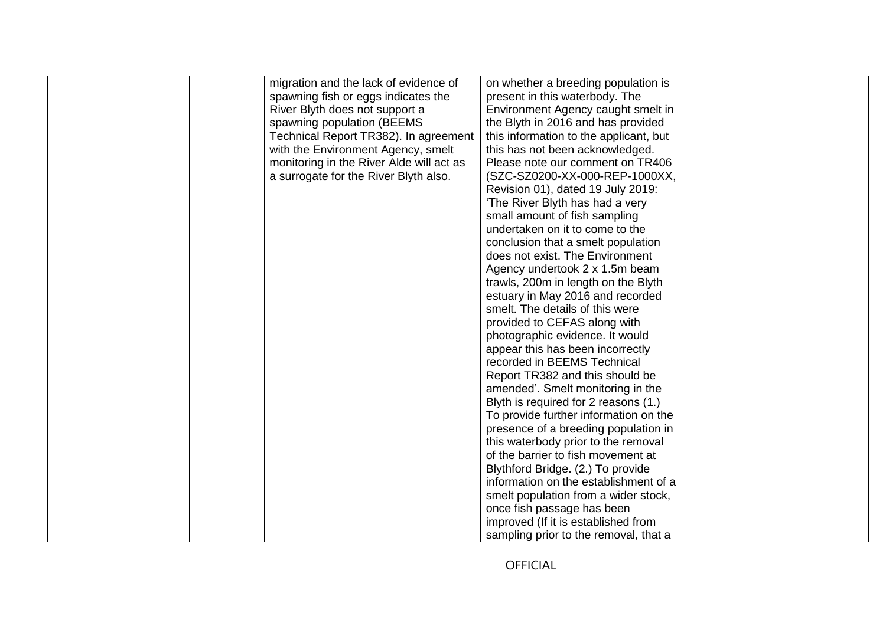|  |  |  |  |  |
|---|---|---|---|---|
|  |  | migration and the lack of evidence of spawning fish or eggs indicates the River Blyth does not support a spawning population (BEEMS Technical Report TR382). In agreement with the Environment Agency, smelt monitoring in the River Alde will act as a surrogate for the River Blyth also. | on whether a breeding population is present in this waterbody. The Environment Agency caught smelt in the Blyth in 2016 and has provided this information to the applicant, but this has not been acknowledged. Please note our comment on TR406 (SZC-SZ0200-XX-000-REP-1000XX, Revision 01), dated 19 July 2019: 'The River Blyth has had a very small amount of fish sampling undertaken on it to come to the conclusion that a smelt population does not exist. The Environment Agency undertook 2 x 1.5m beam trawls, 200m in length on the Blyth estuary in May 2016 and recorded smelt. The details of this were provided to CEFAS along with photographic evidence. It would appear this has been incorrectly recorded in BEEMS Technical Report TR382 and this should be amended'. Smelt monitoring in the Blyth is required for 2 reasons (1.) To provide further information on the presence of a breeding population in this waterbody prior to the removal of the barrier to fish movement at Blythford Bridge. (2.) To provide information on the establishment of a smelt population from a wider stock, once fish passage has been improved (If it is established from sampling prior to the removal, that a |  |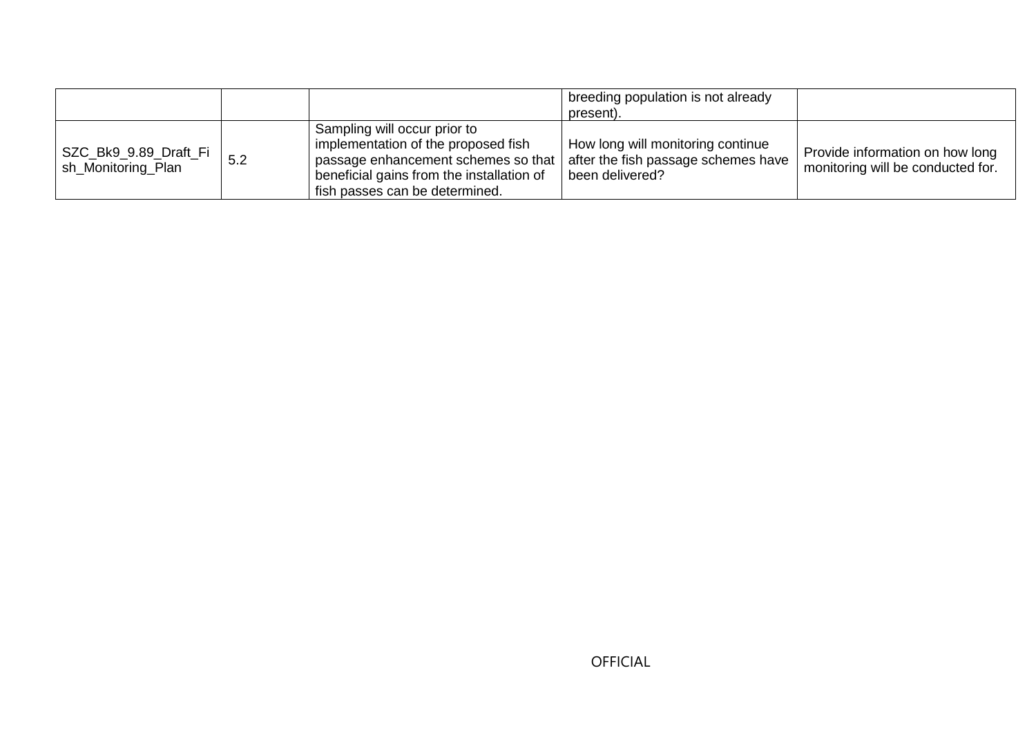| | | | | |
|---|---|---|---|---|
| | | | breeding population is not already present). | |
| SZC_Bk9_9.89_Draft_Fish_Monitoring_Plan | 5.2 | Sampling will occur prior to implementation of the proposed fish passage enhancement schemes so that beneficial gains from the installation of fish passes can be determined. | How long will monitoring continue after the fish passage schemes have been delivered? | Provide information on how long monitoring will be conducted for. |

OFFICIAL